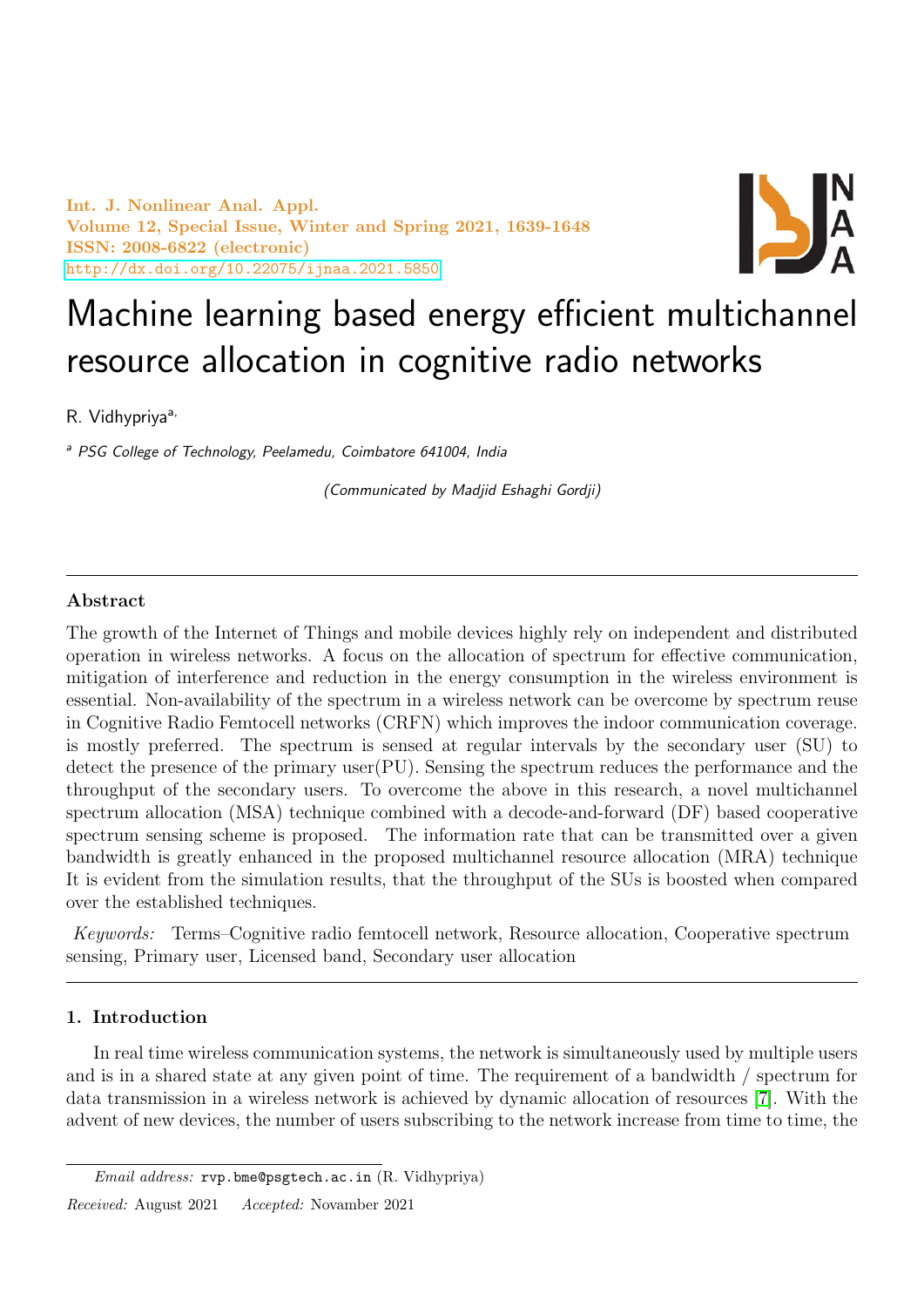# Machine learning based energy efficient multichannel resource allocation in cognitive radio networks

R. Vidhypriya[a]

[a] *PSG College of Technology, Peelamedu, Coimbatore 641004, India*

*(Communicated by Madjid Eshaghi Gordji)*

---

## Abstract

The growth of the Internet of Things and mobile devices highly rely on independent and distributed operation in wireless networks. A focus on the allocation of spectrum for effective communication, mitigation of interference and reduction in the energy consumption in the wireless environment is essential. Non-availability of the spectrum in a wireless network can be overcome by spectrum reuse in Cognitive Radio Femtocell networks (CRFN) which improves the indoor communication coverage. is mostly preferred. The spectrum is sensed at regular intervals by the secondary user (SU) to detect the presence of the primary user(PU). Sensing the spectrum reduces the performance and the throughput of the secondary users. To overcome the above in this research, a novel multichannel spectrum allocation (MSA) technique combined with a decode-and-forward (DF) based cooperative spectrum sensing scheme is proposed. The information rate that can be transmitted over a given bandwidth is greatly enhanced in the proposed multichannel resource allocation (MRA) technique It is evident from the simulation results, that the throughput of the SUs is boosted when compared over the established techniques.

*Keywords:* Terms–Cognitive radio femtocell network, Resource allocation, Cooperative spectrum sensing, Primary user, Licensed band, Secondary user allocation

---

## 1. Introduction

In real time wireless communication systems, the network is simultaneously used by multiple users and is in a shared state at any given point of time. The requirement of a bandwidth / spectrum for data transmission in a wireless network is achieved by dynamic allocation of resources [7]. With the advent of new devices, the number of users subscribing to the network increase from time to time, the

*Email address:* rvp.bme@psgtech.ac.in (R. Vidhypriya)

*Received:* August 2021 *Accepted:* Novamber 2021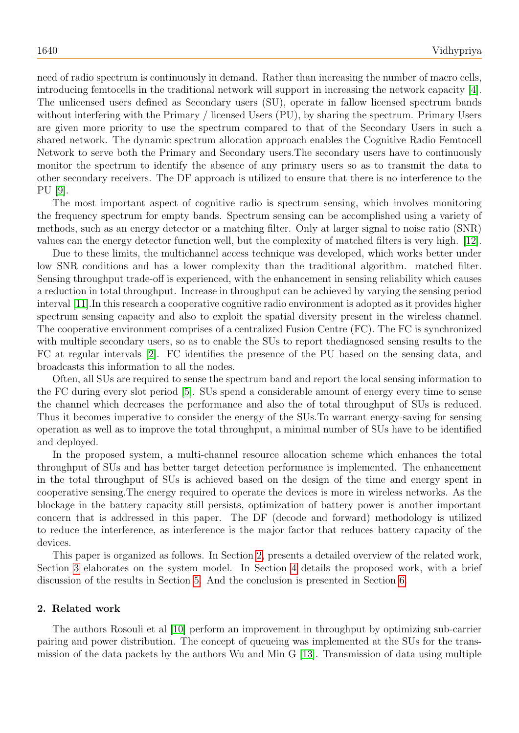need of radio spectrum is continuously in demand. Rather than increasing the number of macro cells, introducing femtocells in the traditional network will support in increasing the network capacity [4]. The unlicensed users defined as Secondary users (SU), operate in fallow licensed spectrum bands without interfering with the Primary / licensed Users (PU), by sharing the spectrum. Primary Users are given more priority to use the spectrum compared to that of the Secondary Users in such a shared network. The dynamic spectrum allocation approach enables the Cognitive Radio Femtocell Network to serve both the Primary and Secondary users.The secondary users have to continuously monitor the spectrum to identify the absence of any primary users so as to transmit the data to other secondary receivers. The DF approach is utilized to ensure that there is no interference to the PU [9].

The most important aspect of cognitive radio is spectrum sensing, which involves monitoring the frequency spectrum for empty bands. Spectrum sensing can be accomplished using a variety of methods, such as an energy detector or a matching filter. Only at larger signal to noise ratio (SNR) values can the energy detector function well, but the complexity of matched filters is very high. [12].

Due to these limits, the multichannel access technique was developed, which works better under low SNR conditions and has a lower complexity than the traditional algorithm. matched filter. Sensing throughput trade-off is experienced, with the enhancement in sensing reliability which causes a reduction in total throughput. Increase in throughput can be achieved by varying the sensing period interval [11].In this research a cooperative cognitive radio environment is adopted as it provides higher spectrum sensing capacity and also to exploit the spatial diversity present in the wireless channel. The cooperative environment comprises of a centralized Fusion Centre (FC). The FC is synchronized with multiple secondary users, so as to enable the SUs to report thediagnosed sensing results to the FC at regular intervals [2]. FC identifies the presence of the PU based on the sensing data, and broadcasts this information to all the nodes.

Often, all SUs are required to sense the spectrum band and report the local sensing information to the FC during every slot period [5]. SUs spend a considerable amount of energy every time to sense the channel which decreases the performance and also the of total throughput of SUs is reduced. Thus it becomes imperative to consider the energy of the SUs.To warrant energy-saving for sensing operation as well as to improve the total throughput, a minimal number of SUs have to be identified and deployed.

In the proposed system, a multi-channel resource allocation scheme which enhances the total throughput of SUs and has better target detection performance is implemented. The enhancement in the total throughput of SUs is achieved based on the design of the time and energy spent in cooperative sensing.The energy required to operate the devices is more in wireless networks. As the blockage in the battery capacity still persists, optimization of battery power is another important concern that is addressed in this paper. The DF (decode and forward) methodology is utilized to reduce the interference, as interference is the major factor that reduces battery capacity of the devices.

This paper is organized as follows. In Section 2, presents a detailed overview of the related work, Section 3 elaborates on the system model. In Section 4 details the proposed work, with a brief discussion of the results in Section 5. And the conclusion is presented in Section 6.

## 2. Related work

The authors Rosouli et al [10] perform an improvement in throughput by optimizing sub-carrier pairing and power distribution. The concept of queueing was implemented at the SUs for the transmission of the data packets by the authors Wu and Min G [13]. Transmission of data using multiple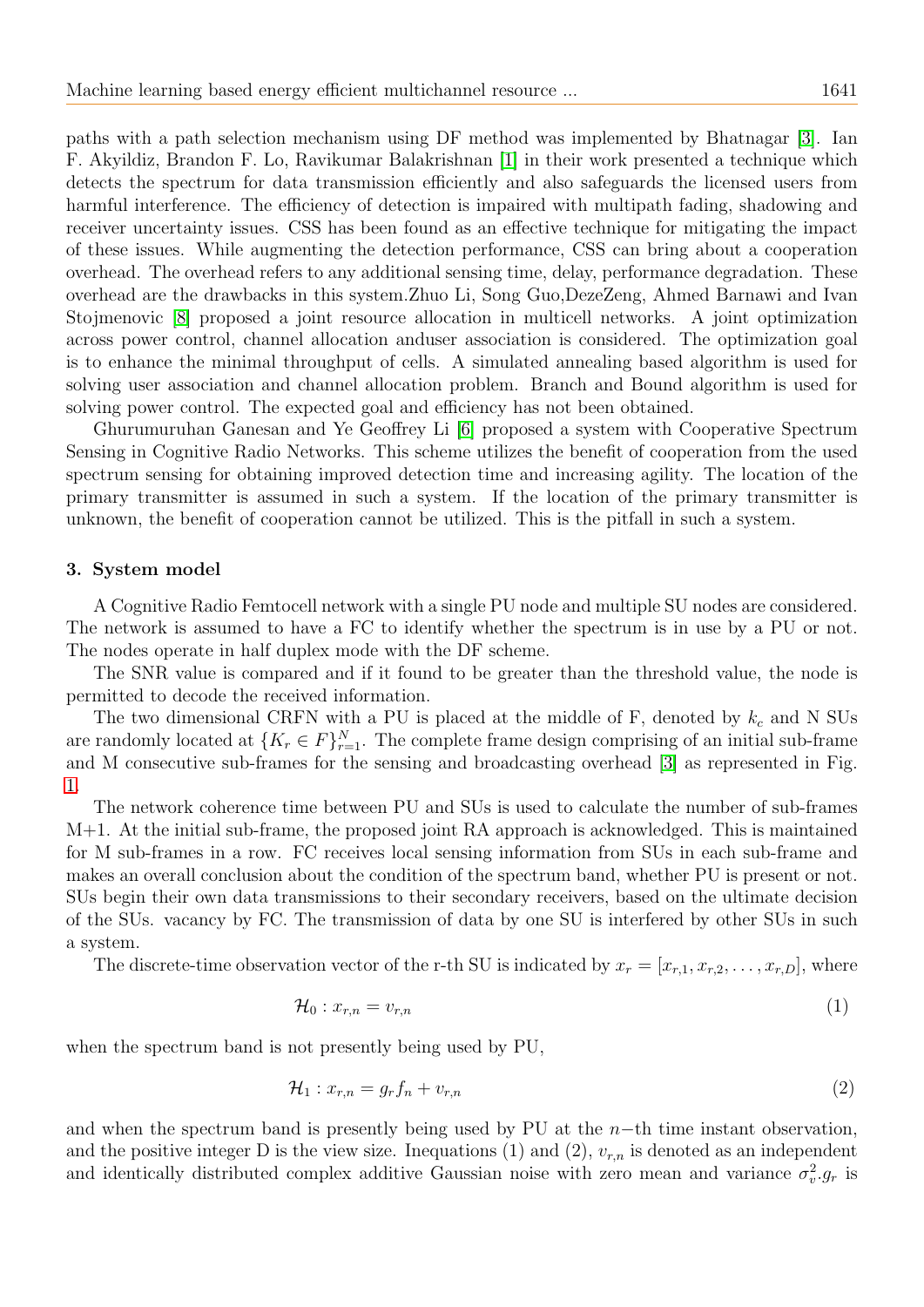paths with a path selection mechanism using DF method was implemented by Bhatnagar [3]. Ian F. Akyildiz, Brandon F. Lo, Ravikumar Balakrishnan [1] in their work presented a technique which detects the spectrum for data transmission efficiently and also safeguards the licensed users from harmful interference. The efficiency of detection is impaired with multipath fading, shadowing and receiver uncertainty issues. CSS has been found as an effective technique for mitigating the impact of these issues. While augmenting the detection performance, CSS can bring about a cooperation overhead. The overhead refers to any additional sensing time, delay, performance degradation. These overhead are the drawbacks in this system.Zhuo Li, Song Guo,DezeZeng, Ahmed Barnawi and Ivan Stojmenovic [8] proposed a joint resource allocation in multicell networks. A joint optimization across power control, channel allocation anduser association is considered. The optimization goal is to enhance the minimal throughput of cells. A simulated annealing based algorithm is used for solving user association and channel allocation problem. Branch and Bound algorithm is used for solving power control. The expected goal and efficiency has not been obtained.

Ghurumuruhan Ganesan and Ye Geoffrey Li [6] proposed a system with Cooperative Spectrum Sensing in Cognitive Radio Networks. This scheme utilizes the benefit of cooperation from the used spectrum sensing for obtaining improved detection time and increasing agility. The location of the primary transmitter is assumed in such a system. If the location of the primary transmitter is unknown, the benefit of cooperation cannot be utilized. This is the pitfall in such a system.

## 3. System model

A Cognitive Radio Femtocell network with a single PU node and multiple SU nodes are considered. The network is assumed to have a FC to identify whether the spectrum is in use by a PU or not. The nodes operate in half duplex mode with the DF scheme.

The SNR value is compared and if it found to be greater than the threshold value, the node is permitted to decode the received information.

The two dimensional CRFN with a PU is placed at the middle of F, denoted by $k_c$ and N SUs are randomly located at $\{K_r \in F\}_{r=1}^{N}$. The complete frame design comprising of an initial sub-frame and M consecutive sub-frames for the sensing and broadcasting overhead [3] as represented in Fig. 1.

The network coherence time between PU and SUs is used to calculate the number of sub-frames M+1. At the initial sub-frame, the proposed joint RA approach is acknowledged. This is maintained for M sub-frames in a row. FC receives local sensing information from SUs in each sub-frame and makes an overall conclusion about the condition of the spectrum band, whether PU is present or not. SUs begin their own data transmissions to their secondary receivers, based on the ultimate decision of the SUs. vacancy by FC. The transmission of data by one SU is interfered by other SUs in such a system.

The discrete-time observation vector of the r-th SU is indicated by $x_r = [x_{r,1}, x_{r,2}, \ldots, x_{r,D}]$, where

$$\mathcal{H}_0 : x_{r,n} = v_{r,n} \tag{1}$$

when the spectrum band is not presently being used by PU,

$$\mathcal{H}_1 : x_{r,n} = g_r f_n + v_{r,n} \tag{2}$$

and when the spectrum band is presently being used by PU at the $n-$th time instant observation, and the positive integer D is the view size. Inequations (1) and (2), $v_{r,n}$ is denoted as an independent and identically distributed complex additive Gaussian noise with zero mean and variance $\sigma_v^2$.$g_r$ is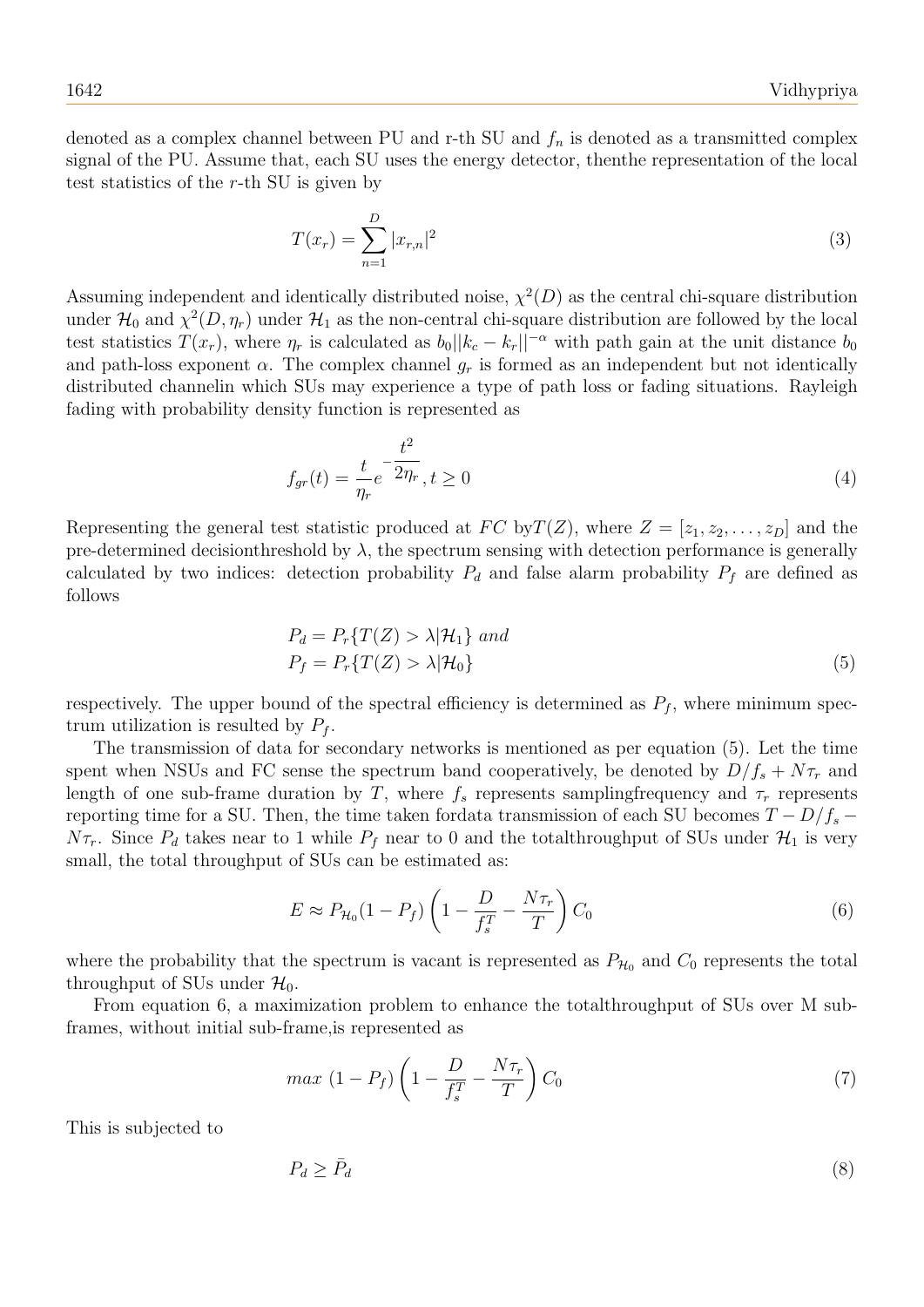denoted as a complex channel between PU and r-th SU and $f_n$ is denoted as a transmitted complex signal of the PU. Assume that, each SU uses the energy detector, thenthe representation of the local test statistics of the $r$-th SU is given by

$$T(x_r) = \sum_{n=1}^{D} |x_{r,n}|^2 \tag{3}$$

Assuming independent and identically distributed noise, $\chi^2(D)$ as the central chi-square distribution under $\mathcal{H}_0$ and $\chi^2(D, \eta_r)$ under $\mathcal{H}_1$ as the non-central chi-square distribution are followed by the local test statistics $T(x_r)$, where $\eta_r$ is calculated as $b_0||k_c - k_r||^{-\alpha}$ with path gain at the unit distance $b_0$ and path-loss exponent $\alpha$. The complex channel $g_r$ is formed as an independent but not identically distributed channelin which SUs may experience a type of path loss or fading situations. Rayleigh fading with probability density function is represented as

$$f_{gr}(t) = \frac{t}{\eta_r} e^{-\frac{t^2}{2\eta_r}}, t \geq 0 \tag{4}$$

Representing the general test statistic produced at $FC$ by$T(Z)$, where $Z = [z_1, z_2, \ldots, z_D]$ and the pre-determined decisionthreshold by $\lambda$, the spectrum sensing with detection performance is generally calculated by two indices: detection probability $P_d$ and false alarm probability $P_f$ are defined as follows

$$\begin{aligned} P_d &= P_r\{T(Z) > \lambda|\mathcal{H}_1\} \; and \\ P_f &= P_r\{T(Z) > \lambda|\mathcal{H}_0\} \end{aligned} \tag{5}$$

respectively. The upper bound of the spectral efficiency is determined as $P_f$, where minimum spectrum utilization is resulted by $P_f$.

The transmission of data for secondary networks is mentioned as per equation (5). Let the time spent when NSUs and FC sense the spectrum band cooperatively, be denoted by $D/f_s + N\tau_r$ and length of one sub-frame duration by $T$, where $f_s$ represents samplingfrequency and $\tau_r$ represents reporting time for a SU. Then, the time taken fordata transmission of each SU becomes $T - D/f_s - N\tau_r$. Since $P_d$ takes near to 1 while $P_f$ near to 0 and the totalthroughput of SUs under $\mathcal{H}_1$ is very small, the total throughput of SUs can be estimated as:

$$E \approx P_{\mathcal{H}_0}(1 - P_f)\left(1 - \frac{D}{f_s^T} - \frac{N\tau_r}{T}\right) C_0 \tag{6}$$

where the probability that the spectrum is vacant is represented as $P_{\mathcal{H}_0}$ and $C_0$ represents the total throughput of SUs under $\mathcal{H}_0$.

From equation 6, a maximization problem to enhance the totalthroughput of SUs over M sub-frames, without initial sub-frame,is represented as

$$max \; (1 - P_f)\left(1 - \frac{D}{f_s^T} - \frac{N\tau_r}{T}\right) C_0 \tag{7}$$

This is subjected to

$$P_d \geq \bar{P}_d \tag{8}$$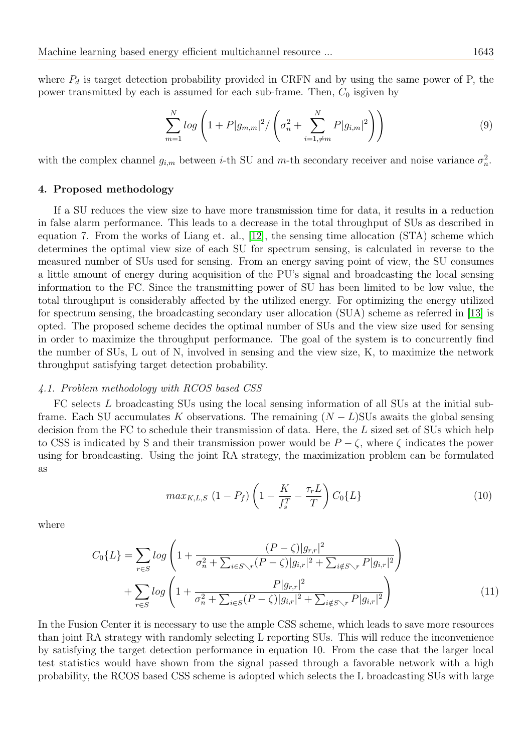where $P_d$ is target detection probability provided in CRFN and by using the same power of P, the power transmitted by each is assumed for each sub-frame. Then, $C_0$ isgiven by

$$\sum_{m=1}^{N} log\left(1 + P|g_{m,m}|^2 / \left(\sigma_n^2 + \sum_{i=1,\neq m}^{N} P|g_{i,m}|^2\right)\right) \tag{9}$$

with the complex channel $g_{i,m}$ between $i$-th SU and $m$-th secondary receiver and noise variance $\sigma_n^2$.

## 4. Proposed methodology

If a SU reduces the view size to have more transmission time for data, it results in a reduction in false alarm performance. This leads to a decrease in the total throughput of SUs as described in equation 7. From the works of Liang et. al., [12], the sensing time allocation (STA) scheme which determines the optimal view size of each SU for spectrum sensing, is calculated in reverse to the measured number of SUs used for sensing. From an energy saving point of view, the SU consumes a little amount of energy during acquisition of the PU's signal and broadcasting the local sensing information to the FC. Since the transmitting power of SU has been limited to be low value, the total throughput is considerably affected by the utilized energy. For optimizing the energy utilized for spectrum sensing, the broadcasting secondary user allocation (SUA) scheme as referred in [13] is opted. The proposed scheme decides the optimal number of SUs and the view size used for sensing in order to maximize the throughput performance. The goal of the system is to concurrently find the number of SUs, L out of N, involved in sensing and the view size, K, to maximize the network throughput satisfying target detection probability.

### *4.1. Problem methodology with RCOS based CSS*

FC selects $L$ broadcasting SUs using the local sensing information of all SUs at the initial sub-frame. Each SU accumulates $K$ observations. The remaining $(N - L)$SUs awaits the global sensing decision from the FC to schedule their transmission of data. Here, the $L$ sized set of SUs which help to CSS is indicated by S and their transmission power would be $P - \zeta$, where $\zeta$ indicates the power using for broadcasting. Using the joint RA strategy, the maximization problem can be formulated as

$$max_{K,L,S}\ (1 - P_f)\left(1 - \frac{K}{f_s^T} - \frac{\tau_r L}{T}\right) C_0\{L\} \tag{10}$$

where

$$\begin{aligned} C_0\{L\} = &\sum_{r \in S} log\left(1 + \frac{(P-\zeta)|g_{r,r}|^2}{\sigma_n^2 + \sum_{i \in S \setminus r}(P-\zeta)|g_{i,r}|^2 + \sum_{i \notin S \setminus r} P|g_{i,r}|^2}\right) \\ &+ \sum_{r \in S} log\left(1 + \frac{P|g_{r,r}|^2}{\sigma_n^2 + \sum_{i \in S}(P-\zeta)|g_{i,r}|^2 + \sum_{i \notin S \setminus r} P|g_{i,r}|^2}\right) \end{aligned} \tag{11}$$

In the Fusion Center it is necessary to use the ample CSS scheme, which leads to save more resources than joint RA strategy with randomly selecting L reporting SUs. This will reduce the inconvenience by satisfying the target detection performance in equation 10. From the case that the larger local test statistics would have shown from the signal passed through a favorable network with a high probability, the RCOS based CSS scheme is adopted which selects the L broadcasting SUs with large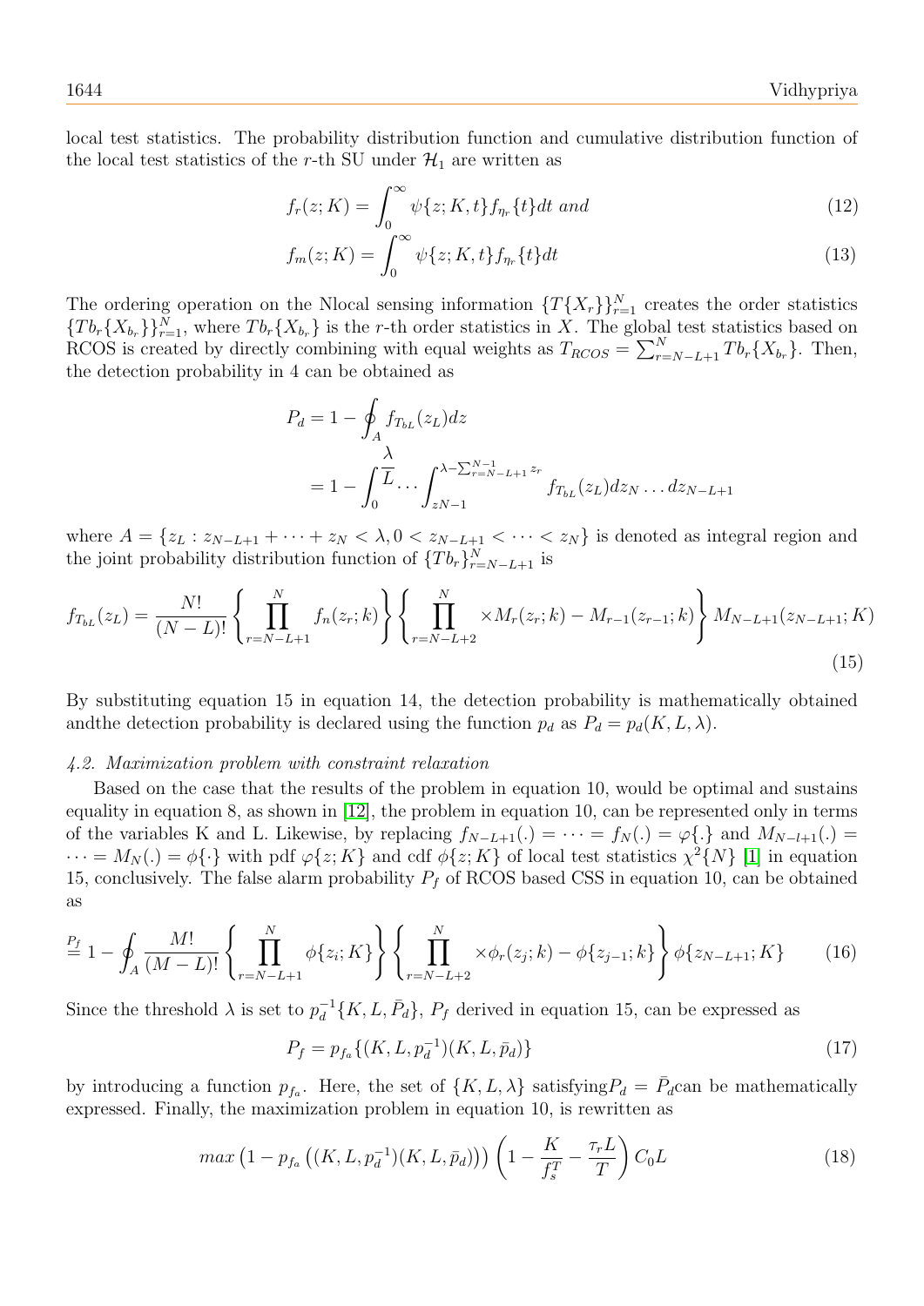local test statistics. The probability distribution function and cumulative distribution function of the local test statistics of the $r$-th SU under $\mathcal{H}_1$ are written as

$$f_r(z;K) = \int_0^\infty \psi\{z;K,t\} f_{\eta_r}\{t\}dt \; and \tag{12}$$

$$f_m(z;K) = \int_0^\infty \psi\{z;K,t\} f_{\eta_r}\{t\}dt \tag{13}$$

The ordering operation on the Nlocal sensing information $\{T\{X_r\}\}_{r=1}^N$ creates the order statistics $\{Tb_r\{X_{b_r}\}\}_{r=1}^N$, where $Tb_r\{X_{b_r}\}$ is the $r$-th order statistics in $X$. The global test statistics based on RCOS is created by directly combining with equal weights as $T_{RCOS} = \sum_{r=N-L+1}^N Tb_r\{X_{b_r}\}$. Then, the detection probability in 4 can be obtained as

$$P_d = 1 - \oint_A f_{T_{bL}}(z_L)dz$$
$$= 1 - \int_0^{\frac{\lambda}{L}} \cdots \int_{zN-1}^{\lambda - \sum_{r=N-L+1}^{N-1} z_r} f_{T_{bL}}(z_L)dz_N \ldots dz_{N-L+1}$$

where $A = \{z_L : z_{N-L+1} + \cdots + z_N < \lambda, 0 < z_{N-L+1} < \cdots < z_N\}$ is denoted as integral region and the joint probability distribution function of $\{Tb_r\}_{r=N-L+1}^N$ is

$$f_{T_{bL}}(z_L) = \frac{N!}{(N-L)!}\left\{\prod_{r=N-L+1}^N f_n(z_r;k)\right\}\left\{\prod_{r=N-L+2}^N \times M_r(z_r;k) - M_{r-1}(z_{r-1};k)\right\} M_{N-L+1}(z_{N-L+1};K) \tag{15}$$

By substituting equation 15 in equation 14, the detection probability is mathematically obtained andthe detection probability is declared using the function $p_d$ as $P_d = p_d(K, L, \lambda)$.

#### *4.2. Maximization problem with constraint relaxation*

Based on the case that the results of the problem in equation 10, would be optimal and sustains equality in equation 8, as shown in [12], the problem in equation 10, can be represented only in terms of the variables K and L. Likewise, by replacing $f_{N-L+1}(.) = \cdots = f_N(.) = \varphi\{.\}$ and $M_{N-l+1}(.) = \cdots = M_N(.) = \phi\{\cdot\}$ with pdf $\varphi\{z;K\}$ and cdf $\phi\{z;K\}$ of local test statistics $\chi^2\{N\}$ [1] in equation 15, conclusively. The false alarm probability $P_f$ of RCOS based CSS in equation 10, can be obtained as

$$\overset{P_f}{=} 1 - \oint_A \frac{M!}{(M-L)!}\left\{\prod_{r=N-L+1}^N \phi\{z_i;K\}\right\}\left\{\prod_{r=N-L+2}^N \times \phi_r(z_j;k) - \phi\{z_{j-1};k\}\right\}\phi\{z_{N-L+1};K\} \tag{16}$$

Since the threshold $\lambda$ is set to $p_d^{-1}\{K, L, \bar{P}_d\}$, $P_f$ derived in equation 15, can be expressed as

$$P_f = p_{f_a}\{(K, L, p_d^{-1})(K, L, \bar{p}_d)\} \tag{17}$$

by introducing a function $p_{f_a}$. Here, the set of $\{K, L, \lambda\}$ satisfying$P_d = \bar{P}_d$can be mathematically expressed. Finally, the maximization problem in equation 10, is rewritten as

$$max\left(1 - p_{f_a}\left((K, L, p_d^{-1})(K, L, \bar{p}_d)\right)\right)\left(1 - \frac{K}{f_s^T} - \frac{\tau_r L}{T}\right)C_0 L \tag{18}$$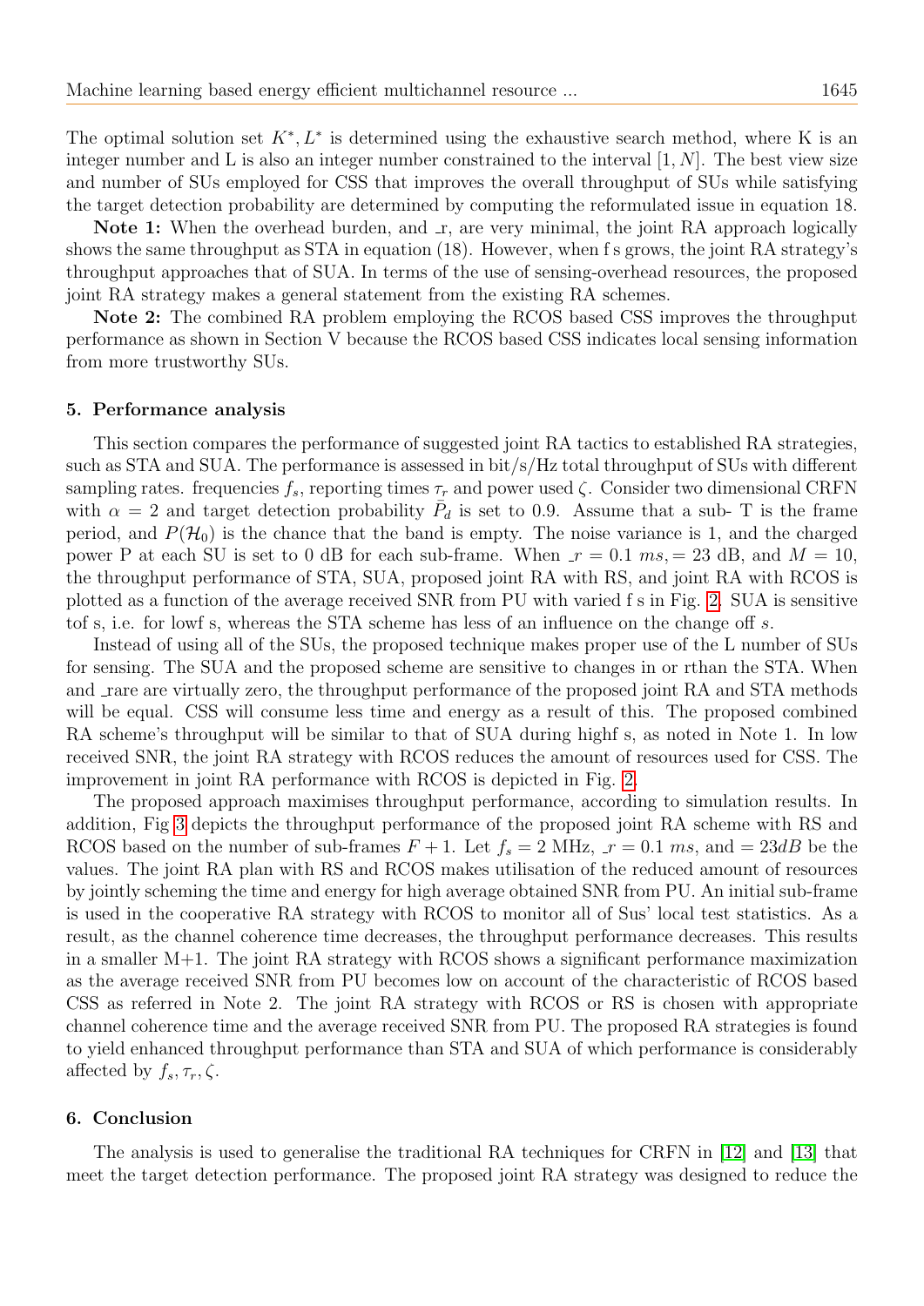The optimal solution set $K^*, L^*$ is determined using the exhaustive search method, where K is an integer number and L is also an integer number constrained to the interval $[1, N]$. The best view size and number of SUs employed for CSS that improves the overall throughput of SUs while satisfying the target detection probability are determined by computing the reformulated issue in equation 18.

**Note 1:** When the overhead burden, and _r, are very minimal, the joint RA approach logically shows the same throughput as STA in equation (18). However, when f s grows, the joint RA strategy's throughput approaches that of SUA. In terms of the use of sensing-overhead resources, the proposed joint RA strategy makes a general statement from the existing RA schemes.

**Note 2:** The combined RA problem employing the RCOS based CSS improves the throughput performance as shown in Section V because the RCOS based CSS indicates local sensing information from more trustworthy SUs.

## 5. Performance analysis

This section compares the performance of suggested joint RA tactics to established RA strategies, such as STA and SUA. The performance is assessed in bit/s/Hz total throughput of SUs with different sampling rates. frequencies $f_s$, reporting times $\tau_r$ and power used $\zeta$. Consider two dimensional CRFN with $\alpha = 2$ and target detection probability $\bar{P}_d$ is set to 0.9. Assume that a sub- T is the frame period, and $P(\mathcal{H}_0)$ is the chance that the band is empty. The noise variance is 1, and the charged power P at each SU is set to 0 dB for each sub-frame. When $\_r = 0.1\ ms, = 23$ dB, and $M = 10$, the throughput performance of STA, SUA, proposed joint RA with RS, and joint RA with RCOS is plotted as a function of the average received SNR from PU with varied f s in Fig. 2. SUA is sensitive tof s, i.e. for lowf s, whereas the STA scheme has less of an influence on the change off $s$.

Instead of using all of the SUs, the proposed technique makes proper use of the L number of SUs for sensing. The SUA and the proposed scheme are sensitive to changes in or rthan the STA. When and _rare are virtually zero, the throughput performance of the proposed joint RA and STA methods will be equal. CSS will consume less time and energy as a result of this. The proposed combined RA scheme's throughput will be similar to that of SUA during highf s, as noted in Note 1. In low received SNR, the joint RA strategy with RCOS reduces the amount of resources used for CSS. The improvement in joint RA performance with RCOS is depicted in Fig. 2.

The proposed approach maximises throughput performance, according to simulation results. In addition, Fig 3 depicts the throughput performance of the proposed joint RA scheme with RS and RCOS based on the number of sub-frames $F + 1$. Let $f_s = 2$ MHz, $\_r = 0.1\ ms$, and $= 23dB$ be the values. The joint RA plan with RS and RCOS makes utilisation of the reduced amount of resources by jointly scheming the time and energy for high average obtained SNR from PU. An initial sub-frame is used in the cooperative RA strategy with RCOS to monitor all of Sus' local test statistics. As a result, as the channel coherence time decreases, the throughput performance decreases. This results in a smaller M+1. The joint RA strategy with RCOS shows a significant performance maximization as the average received SNR from PU becomes low on account of the characteristic of RCOS based CSS as referred in Note 2. The joint RA strategy with RCOS or RS is chosen with appropriate channel coherence time and the average received SNR from PU. The proposed RA strategies is found to yield enhanced throughput performance than STA and SUA of which performance is considerably affected by $f_s, \tau_r, \zeta$.

## 6. Conclusion

The analysis is used to generalise the traditional RA techniques for CRFN in [12] and [13] that meet the target detection performance. The proposed joint RA strategy was designed to reduce the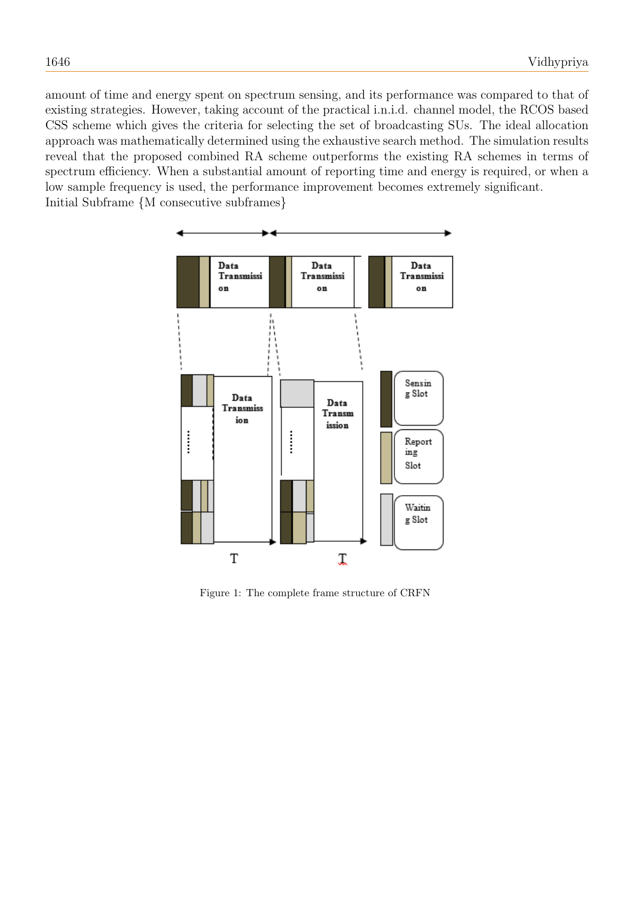amount of time and energy spent on spectrum sensing, and its performance was compared to that of existing strategies. However, taking account of the practical i.n.i.d. channel model, the RCOS based CSS scheme which gives the criteria for selecting the set of broadcasting SUs. The ideal allocation approach was mathematically determined using the exhaustive search method. The simulation results reveal that the proposed combined RA scheme outperforms the existing RA schemes in terms of spectrum efficiency. When a substantial amount of reporting time and energy is required, or when a low sample frequency is used, the performance improvement becomes extremely significant.
Initial Subframe {M consecutive subframes}

Figure 1: The complete frame structure of CRFN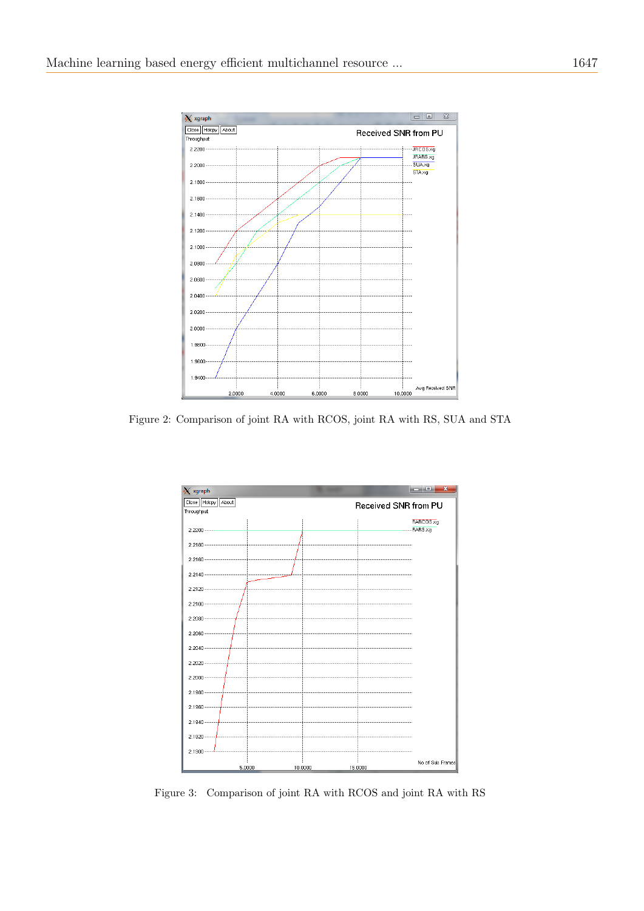Figure 2: Comparison of joint RA with RCOS, joint RA with RS, SUA and STA

Figure 3: Comparison of joint RA with RCOS and joint RA with RS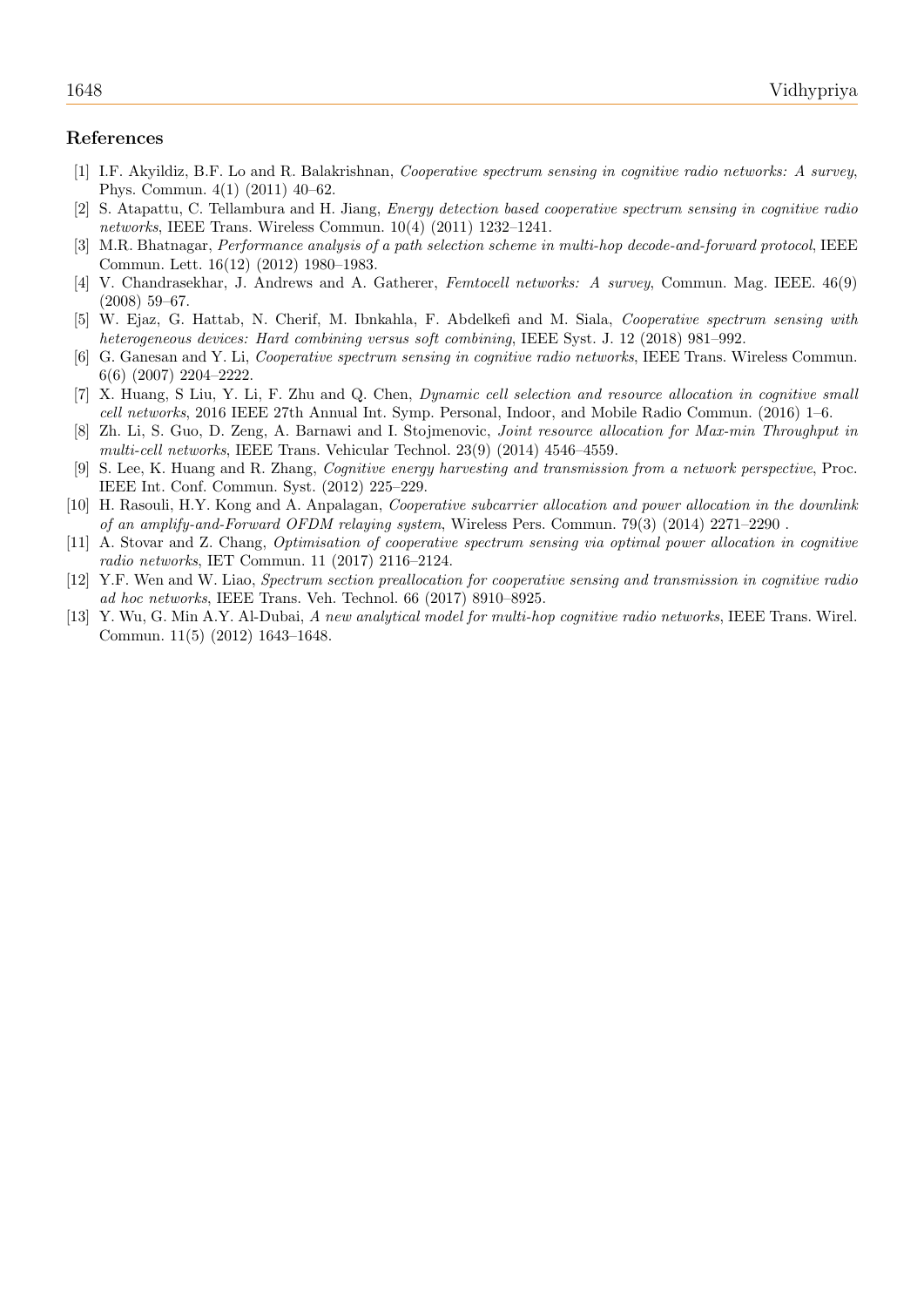## References

[1] I.F. Akyildiz, B.F. Lo and R. Balakrishnan, *Cooperative spectrum sensing in cognitive radio networks: A survey*, Phys. Commun. 4(1) (2011) 40–62.

[2] S. Atapattu, C. Tellambura and H. Jiang, *Energy detection based cooperative spectrum sensing in cognitive radio networks*, IEEE Trans. Wireless Commun. 10(4) (2011) 1232–1241.

[3] M.R. Bhatnagar, *Performance analysis of a path selection scheme in multi-hop decode-and-forward protocol*, IEEE Commun. Lett. 16(12) (2012) 1980–1983.

[4] V. Chandrasekhar, J. Andrews and A. Gatherer, *Femtocell networks: A survey*, Commun. Mag. IEEE. 46(9) (2008) 59–67.

[5] W. Ejaz, G. Hattab, N. Cherif, M. Ibnkahla, F. Abdelkefi and M. Siala, *Cooperative spectrum sensing with heterogeneous devices: Hard combining versus soft combining*, IEEE Syst. J. 12 (2018) 981–992.

[6] G. Ganesan and Y. Li, *Cooperative spectrum sensing in cognitive radio networks*, IEEE Trans. Wireless Commun. 6(6) (2007) 2204–2222.

[7] X. Huang, S Liu, Y. Li, F. Zhu and Q. Chen, *Dynamic cell selection and resource allocation in cognitive small cell networks*, 2016 IEEE 27th Annual Int. Symp. Personal, Indoor, and Mobile Radio Commun. (2016) 1–6.

[8] Zh. Li, S. Guo, D. Zeng, A. Barnawi and I. Stojmenovic, *Joint resource allocation for Max-min Throughput in multi-cell networks*, IEEE Trans. Vehicular Technol. 23(9) (2014) 4546–4559.

[9] S. Lee, K. Huang and R. Zhang, *Cognitive energy harvesting and transmission from a network perspective*, Proc. IEEE Int. Conf. Commun. Syst. (2012) 225–229.

[10] H. Rasouli, H.Y. Kong and A. Anpalagan, *Cooperative subcarrier allocation and power allocation in the downlink of an amplify-and-Forward OFDM relaying system*, Wireless Pers. Commun. 79(3) (2014) 2271–2290 .

[11] A. Stovar and Z. Chang, *Optimisation of cooperative spectrum sensing via optimal power allocation in cognitive radio networks*, IET Commun. 11 (2017) 2116–2124.

[12] Y.F. Wen and W. Liao, *Spectrum section preallocation for cooperative sensing and transmission in cognitive radio ad hoc networks*, IEEE Trans. Veh. Technol. 66 (2017) 8910–8925.

[13] Y. Wu, G. Min A.Y. Al-Dubai, *A new analytical model for multi-hop cognitive radio networks*, IEEE Trans. Wirel. Commun. 11(5) (2012) 1643–1648.